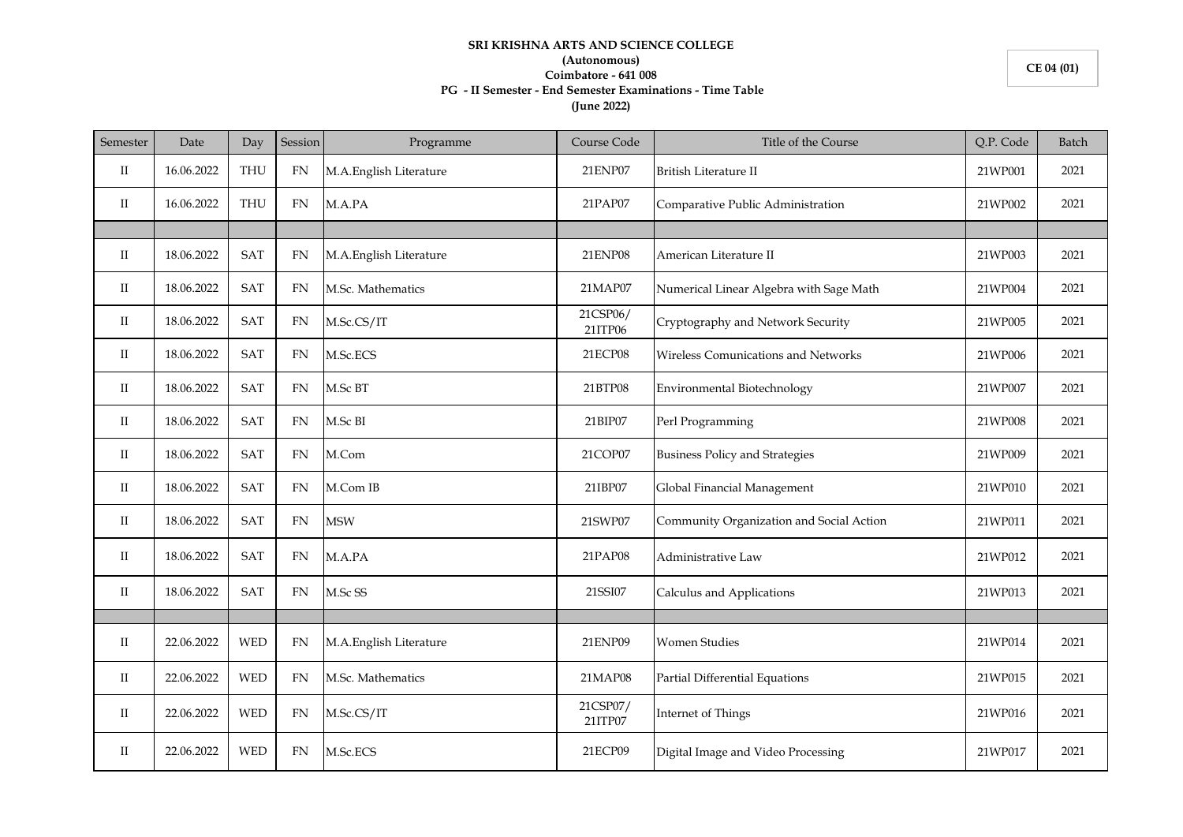**SRI KRISHNA ARTS AND SCIENCE COLLEGE**
**(Autonomous)**
**Coimbatore - 641 008**
**PG - II Semester - End Semester Examinations - Time Table**
**(June 2022)**

**CE 04 (01)**

| Semester | Date | Day | Session | Programme | Course Code | Title of the Course | Q.P. Code | Batch |
|---|---|---|---|---|---|---|---|---|
| II | 16.06.2022 | THU | FN | M.A.English Literature | 21ENP07 | British Literature II | 21WP001 | 2021 |
| II | 16.06.2022 | THU | FN | M.A.PA | 21PAP07 | Comparative Public Administration | 21WP002 | 2021 |
| | | | | | | | | |
| II | 18.06.2022 | SAT | FN | M.A.English Literature | 21ENP08 | American Literature II | 21WP003 | 2021 |
| II | 18.06.2022 | SAT | FN | M.Sc. Mathematics | 21MAP07 | Numerical Linear Algebra with Sage Math | 21WP004 | 2021 |
| II | 18.06.2022 | SAT | FN | M.Sc.CS/IT | 21CSP06/ 21ITP06 | Cryptography and Network Security | 21WP005 | 2021 |
| II | 18.06.2022 | SAT | FN | M.Sc.ECS | 21ECP08 | Wireless Comunications and Networks | 21WP006 | 2021 |
| II | 18.06.2022 | SAT | FN | M.Sc BT | 21BTP08 | Environmental Biotechnology | 21WP007 | 2021 |
| II | 18.06.2022 | SAT | FN | M.Sc BI | 21BIP07 | Perl Programming | 21WP008 | 2021 |
| II | 18.06.2022 | SAT | FN | M.Com | 21COP07 | Business Policy and Strategies | 21WP009 | 2021 |
| II | 18.06.2022 | SAT | FN | M.Com IB | 21IBP07 | Global Financial Management | 21WP010 | 2021 |
| II | 18.06.2022 | SAT | FN | MSW | 21SWP07 | Community Organization and Social Action | 21WP011 | 2021 |
| II | 18.06.2022 | SAT | FN | M.A.PA | 21PAP08 | Administrative Law | 21WP012 | 2021 |
| II | 18.06.2022 | SAT | FN | M.Sc SS | 21SSI07 | Calculus and Applications | 21WP013 | 2021 |
| | | | | | | | | |
| II | 22.06.2022 | WED | FN | M.A.English Literature | 21ENP09 | Women Studies | 21WP014 | 2021 |
| II | 22.06.2022 | WED | FN | M.Sc. Mathematics | 21MAP08 | Partial Differential Equations | 21WP015 | 2021 |
| II | 22.06.2022 | WED | FN | M.Sc.CS/IT | 21CSP07/ 21ITP07 | Internet of Things | 21WP016 | 2021 |
| II | 22.06.2022 | WED | FN | M.Sc.ECS | 21ECP09 | Digital Image and Video Processing | 21WP017 | 2021 |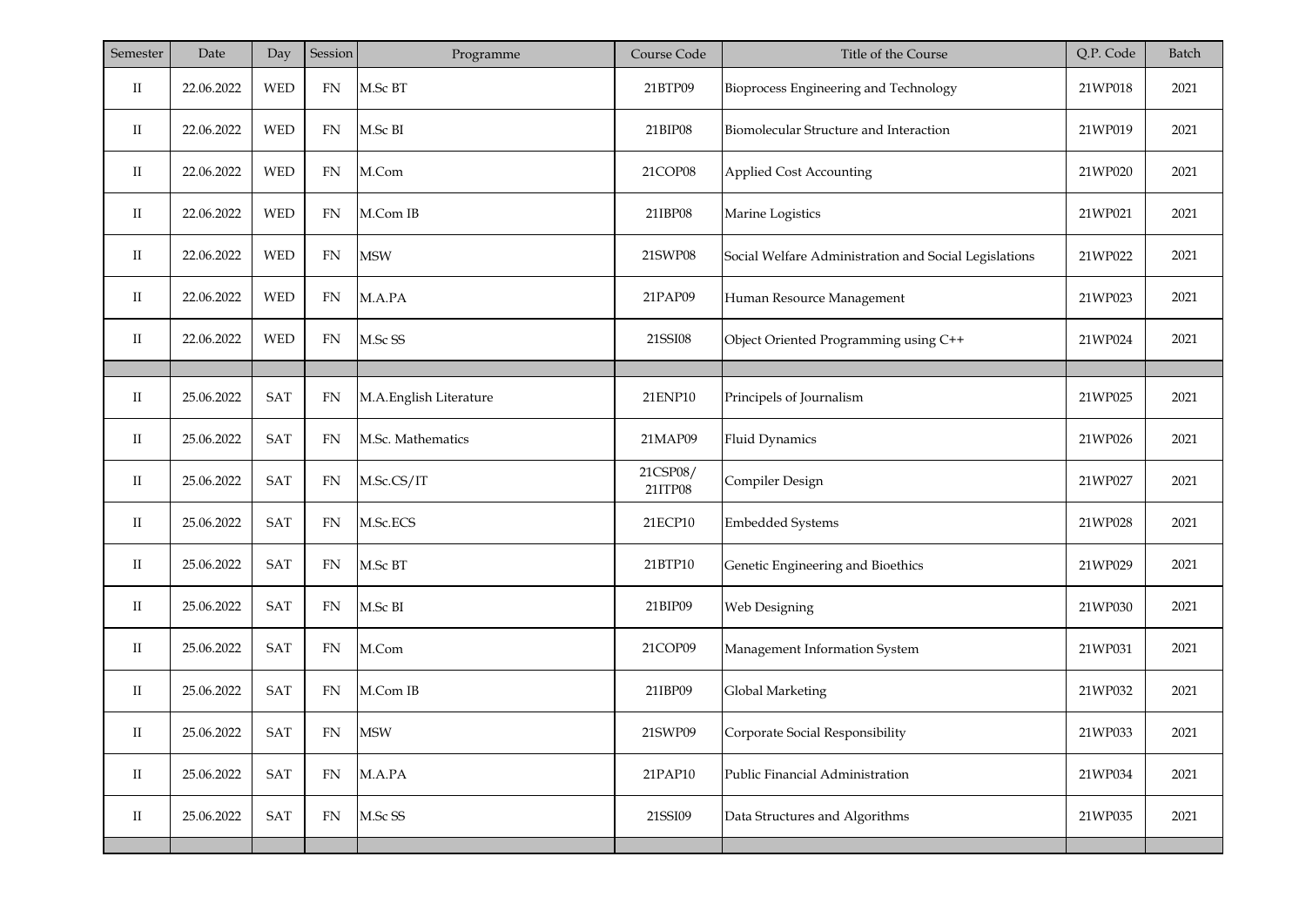| Semester | Date | Day | Session | Programme | Course Code | Title of the Course | Q.P. Code | Batch |
|---|---|---|---|---|---|---|---|---|
| II | 22.06.2022 | WED | FN | M.Sc BT | 21BTP09 | Bioprocess Engineering and Technology | 21WP018 | 2021 |
| II | 22.06.2022 | WED | FN | M.Sc BI | 21BIP08 | Biomolecular Structure and Interaction | 21WP019 | 2021 |
| II | 22.06.2022 | WED | FN | M.Com | 21COP08 | Applied Cost Accounting | 21WP020 | 2021 |
| II | 22.06.2022 | WED | FN | M.Com IB | 21IBP08 | Marine Logistics | 21WP021 | 2021 |
| II | 22.06.2022 | WED | FN | MSW | 21SWP08 | Social Welfare Administration and Social Legislations | 21WP022 | 2021 |
| II | 22.06.2022 | WED | FN | M.A.PA | 21PAP09 | Human Resource Management | 21WP023 | 2021 |
| II | 22.06.2022 | WED | FN | M.Sc SS | 21SSI08 | Object Oriented Programming using C++ | 21WP024 | 2021 |
| | | | | | | | | |
| II | 25.06.2022 | SAT | FN | M.A.English Literature | 21ENP10 | Principels of Journalism | 21WP025 | 2021 |
| II | 25.06.2022 | SAT | FN | M.Sc. Mathematics | 21MAP09 | Fluid Dynamics | 21WP026 | 2021 |
| II | 25.06.2022 | SAT | FN | M.Sc.CS/IT | 21CSP08/ 21ITP08 | Compiler Design | 21WP027 | 2021 |
| II | 25.06.2022 | SAT | FN | M.Sc.ECS | 21ECP10 | Embedded Systems | 21WP028 | 2021 |
| II | 25.06.2022 | SAT | FN | M.Sc BT | 21BTP10 | Genetic Engineering and Bioethics | 21WP029 | 2021 |
| II | 25.06.2022 | SAT | FN | M.Sc BI | 21BIP09 | Web Designing | 21WP030 | 2021 |
| II | 25.06.2022 | SAT | FN | M.Com | 21COP09 | Management Information System | 21WP031 | 2021 |
| II | 25.06.2022 | SAT | FN | M.Com IB | 21IBP09 | Global Marketing | 21WP032 | 2021 |
| II | 25.06.2022 | SAT | FN | MSW | 21SWP09 | Corporate Social Responsibility | 21WP033 | 2021 |
| II | 25.06.2022 | SAT | FN | M.A.PA | 21PAP10 | Public Financial Administration | 21WP034 | 2021 |
| II | 25.06.2022 | SAT | FN | M.Sc SS | 21SSI09 | Data Structures and Algorithms | 21WP035 | 2021 |
| | | | | | | | | |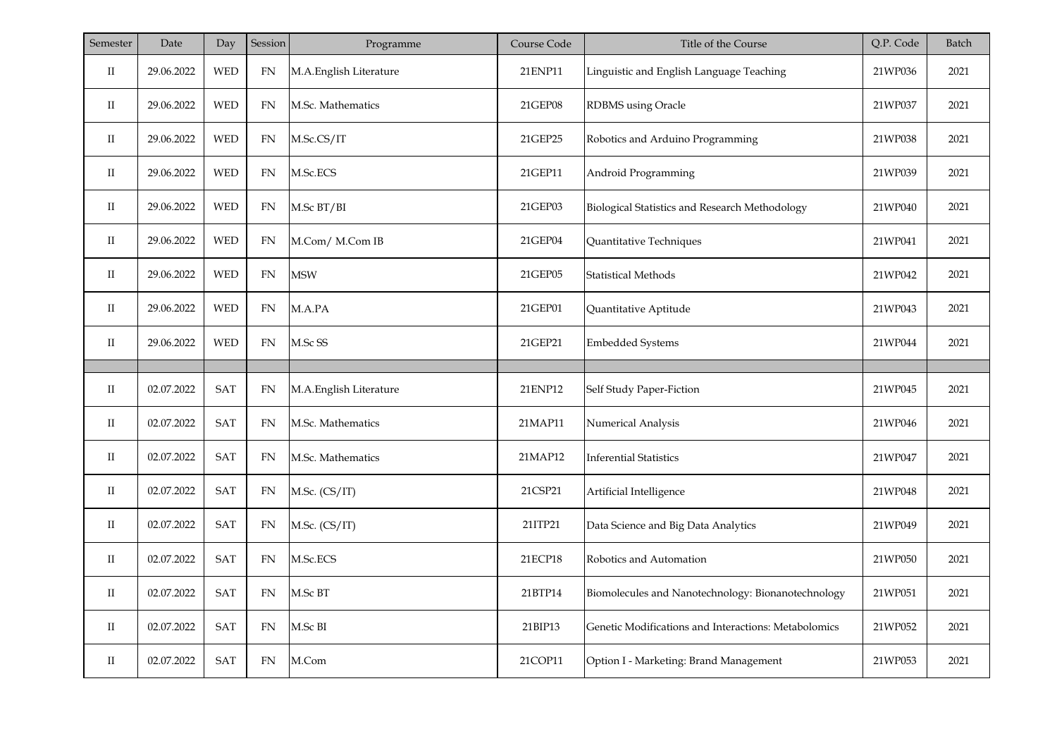| Semester | Date | Day | Session | Programme | Course Code | Title of the Course | Q.P. Code | Batch |
|---|---|---|---|---|---|---|---|---|
| II | 29.06.2022 | WED | FN | M.A.English Literature | 21ENP11 | Linguistic and English Language Teaching | 21WP036 | 2021 |
| II | 29.06.2022 | WED | FN | M.Sc. Mathematics | 21GEP08 | RDBMS using Oracle | 21WP037 | 2021 |
| II | 29.06.2022 | WED | FN | M.Sc.CS/IT | 21GEP25 | Robotics and Arduino Programming | 21WP038 | 2021 |
| II | 29.06.2022 | WED | FN | M.Sc.ECS | 21GEP11 | Android Programming | 21WP039 | 2021 |
| II | 29.06.2022 | WED | FN | M.Sc BT/BI | 21GEP03 | Biological Statistics and Research Methodology | 21WP040 | 2021 |
| II | 29.06.2022 | WED | FN | M.Com/ M.Com IB | 21GEP04 | Quantitative Techniques | 21WP041 | 2021 |
| II | 29.06.2022 | WED | FN | MSW | 21GEP05 | Statistical Methods | 21WP042 | 2021 |
| II | 29.06.2022 | WED | FN | M.A.PA | 21GEP01 | Quantitative Aptitude | 21WP043 | 2021 |
| II | 29.06.2022 | WED | FN | M.Sc SS | 21GEP21 | Embedded Systems | 21WP044 | 2021 |
| | | | | | | | | |
| II | 02.07.2022 | SAT | FN | M.A.English Literature | 21ENP12 | Self Study Paper-Fiction | 21WP045 | 2021 |
| II | 02.07.2022 | SAT | FN | M.Sc. Mathematics | 21MAP11 | Numerical Analysis | 21WP046 | 2021 |
| II | 02.07.2022 | SAT | FN | M.Sc. Mathematics | 21MAP12 | Inferential Statistics | 21WP047 | 2021 |
| II | 02.07.2022 | SAT | FN | M.Sc. (CS/IT) | 21CSP21 | Artificial Intelligence | 21WP048 | 2021 |
| II | 02.07.2022 | SAT | FN | M.Sc. (CS/IT) | 21ITP21 | Data Science and Big Data Analytics | 21WP049 | 2021 |
| II | 02.07.2022 | SAT | FN | M.Sc.ECS | 21ECP18 | Robotics and Automation | 21WP050 | 2021 |
| II | 02.07.2022 | SAT | FN | M.Sc BT | 21BTP14 | Biomolecules and Nanotechnology: Bionanotechnology | 21WP051 | 2021 |
| II | 02.07.2022 | SAT | FN | M.Sc BI | 21BIP13 | Genetic Modifications and Interactions: Metabolomics | 21WP052 | 2021 |
| II | 02.07.2022 | SAT | FN | M.Com | 21COP11 | Option I - Marketing: Brand Management | 21WP053 | 2021 |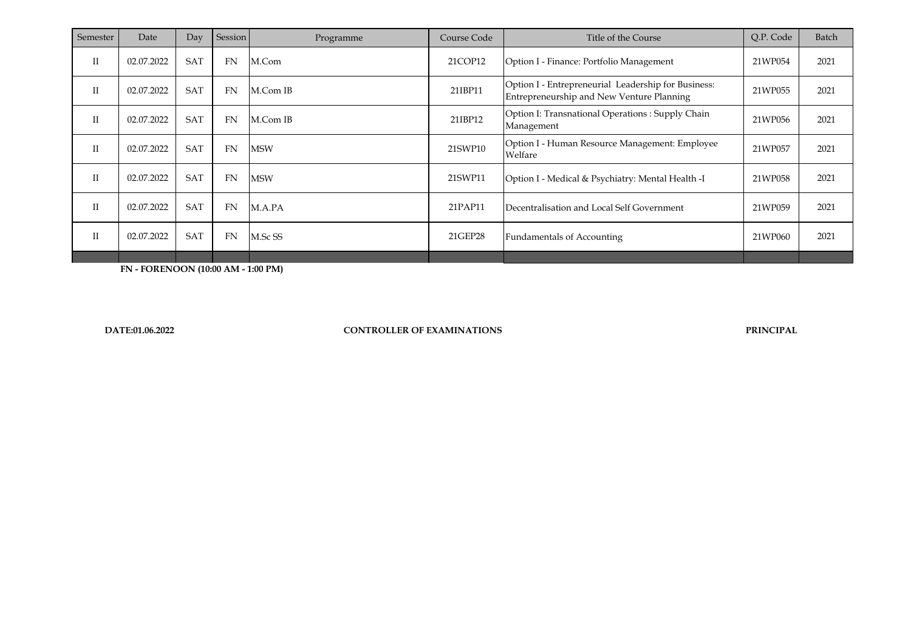| Semester | Date | Day | Session | Programme | Course Code | Title of the Course | Q.P. Code | Batch |
|---|---|---|---|---|---|---|---|---|
| II | 02.07.2022 | SAT | FN | M.Com | 21COP12 | Option I - Finance: Portfolio Management | 21WP054 | 2021 |
| II | 02.07.2022 | SAT | FN | M.Com IB | 21IBP11 | Option I - Entrepreneurial Leadership for Business: Entrepreneurship and New Venture Planning | 21WP055 | 2021 |
| II | 02.07.2022 | SAT | FN | M.Com IB | 21IBP12 | Option I: Transnational Operations : Supply Chain Management | 21WP056 | 2021 |
| II | 02.07.2022 | SAT | FN | MSW | 21SWP10 | Option I - Human Resource Management: Employee Welfare | 21WP057 | 2021 |
| II | 02.07.2022 | SAT | FN | MSW | 21SWP11 | Option I - Medical & Psychiatry: Mental Health -I | 21WP058 | 2021 |
| II | 02.07.2022 | SAT | FN | M.A.PA | 21PAP11 | Decentralisation and Local Self Government | 21WP059 | 2021 |
| II | 02.07.2022 | SAT | FN | M.Sc SS | 21GEP28 | Fundamentals of Accounting | 21WP060 | 2021 |

**FN - FORENOON (10:00 AM - 1:00 PM)**

**DATE:01.06.2022** **CONTROLLER OF EXAMINATIONS** **PRINCIPAL**